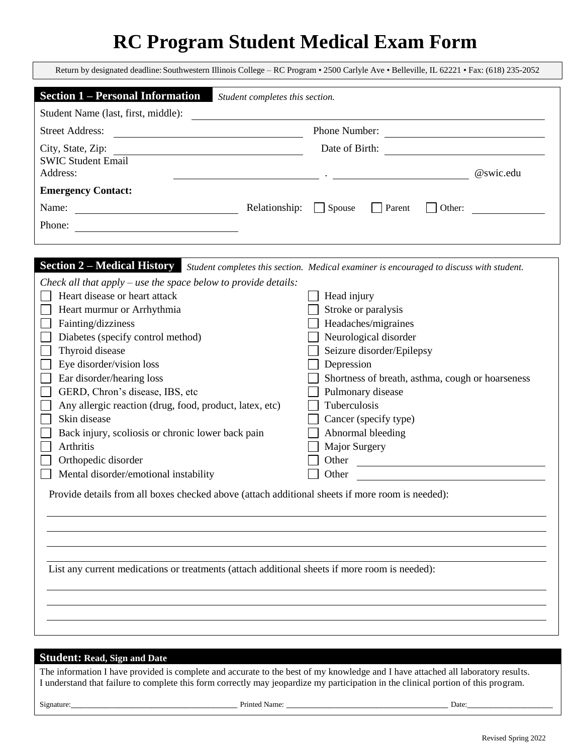# RC Program Student Medical Exam Form

Return by designated deadline: Southwestern Illinois College – RC Program • 2500 Carlyle Ave • Belleville, IL 62221 • Fax: (618) 235-2052

## Section 1 – Personal Information

*Student completes this section.*

Student Name (last, first, middle): ______________________________

Street Address: ______________________________ Phone Number: ______________________________

City, State, Zip: ______________________________ Date of Birth: ______________________________

SWIC Student Email Address: ______________________ . ______________________ @swic.edu

**Emergency Contact:**

Name: ______________________________ Relationship: ☐ Spouse ☐ Parent ☐ Other: ______________

Phone: ______________________________

## Section 2 – Medical History

*Student completes this section. Medical examiner is encouraged to discuss with student.*

*Check all that apply – use the space below to provide details:*

- ☐ Heart disease or heart attack
- ☐ Heart murmur or Arrhythmia
- ☐ Fainting/dizziness
- ☐ Diabetes (specify control method)
- ☐ Thyroid disease
- ☐ Eye disorder/vision loss
- ☐ Ear disorder/hearing loss
- ☐ GERD, Chron's disease, IBS, etc
- ☐ Any allergic reaction (drug, food, product, latex, etc)
- ☐ Skin disease
- ☐ Back injury, scoliosis or chronic lower back pain
- ☐ Arthritis
- ☐ Orthopedic disorder
- ☐ Mental disorder/emotional instability
- ☐ Head injury
- ☐ Stroke or paralysis
- ☐ Headaches/migraines
- ☐ Neurological disorder
- ☐ Seizure disorder/Epilepsy
- ☐ Depression
- ☐ Shortness of breath, asthma, cough or hoarseness
- ☐ Pulmonary disease
- ☐ Tuberculosis
- ☐ Cancer (specify type)
- ☐ Abnormal bleeding
- ☐ Major Surgery
- ☐ Other ______________________________
- ☐ Other ______________________________

Provide details from all boxes checked above (attach additional sheets if more room is needed):

______________________________________________________________________

______________________________________________________________________

______________________________________________________________________

______________________________________________________________________

List any current medications or treatments (attach additional sheets if more room is needed):

______________________________________________________________________

______________________________________________________________________

______________________________________________________________________

## Student: Read, Sign and Date

The information I have provided is complete and accurate to the best of my knowledge and I have attached all laboratory results. I understand that failure to complete this form correctly may jeopardize my participation in the clinical portion of this program.

Signature: ______________________________ Printed Name: ______________________________ Date: ______________________

Revised Spring 2022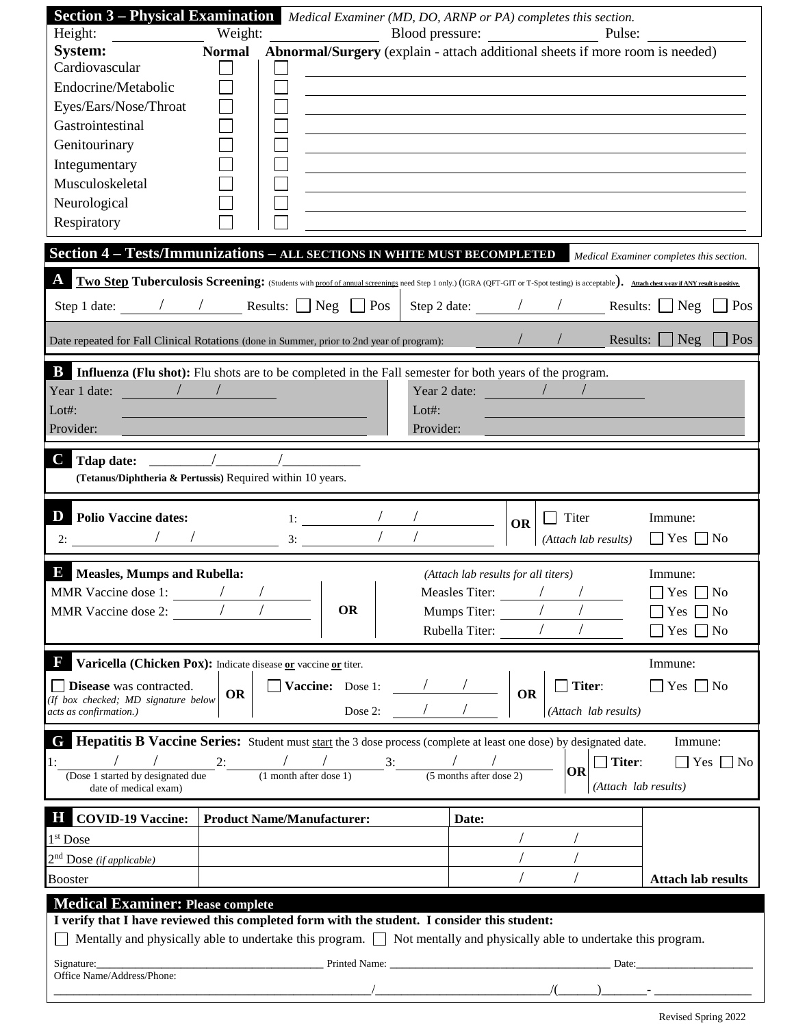## Section 3 – Physical Examination

*Medical Examiner (MD, DO, ARNP or PA) completes this section.*

Height: ____________ Weight: ____________ Blood pressure: ____________ Pulse: ____________

| System: | Normal | Abnormal/Surgery (explain - attach additional sheets if more room is needed) |
|---|---|---|
| Cardiovascular | ☐ | ☐ |
| Endocrine/Metabolic | ☐ | ☐ |
| Eyes/Ears/Nose/Throat | ☐ | ☐ |
| Gastrointestinal | ☐ | ☐ |
| Genitourinary | ☐ | ☐ |
| Integumentary | ☐ | ☐ |
| Musculoskeletal | ☐ | ☐ |
| Neurological | ☐ | ☐ |
| Respiratory | ☐ | ☐ |

## Section 4 – Tests/Immunizations – ALL SECTIONS IN WHITE MUST BECOMPLETED

*Medical Examiner completes this section.*

**A Two Step Tuberculosis Screening:** (Students with proof of annual screenings need Step 1 only.) (IGRA (QFT-GIT or T-Spot testing) is acceptable). **Attach chest x-ray if ANY result is positive.**

Step 1 date: ____/____/____ Results: ☐ Neg ☐ Pos   Step 2 date: ____/____/____ Results: ☐ Neg ☐ Pos

Date repeated for Fall Clinical Rotations (done in Summer, prior to 2nd year of program): ____/____/____ Results: ☐ Neg ☐ Pos

**B Influenza (Flu shot):** Flu shots are to be completed in the Fall semester for both years of the program.

Year 1 date: ____/____/____   Year 2 date: ____/____/____
Lot#: ____________   Lot#: ____________
Provider: ____________   Provider: ____________

**C Tdap date:** ________/________/__________
**(Tetanus/Diphtheria & Pertussis)** Required within 10 years.

**D Polio Vaccine dates:** 1: ____/____/____ 2: ____/____/____ 3: ____/____/____ **OR** ☐ Titer *(Attach lab results)* Immune: ☐ Yes ☐ No

**E Measles, Mumps and Rubella:**

MMR Vaccine dose 1: ____/____/____
MMR Vaccine dose 2: ____/____/____

**OR** *(Attach lab results for all titers)*

Measles Titer: ____/____/____ Immune: ☐ Yes ☐ No
Mumps Titer: ____/____/____ Immune: ☐ Yes ☐ No
Rubella Titer: ____/____/____ Immune: ☐ Yes ☐ No

**F Varicella (Chicken Pox):** Indicate disease **or** vaccine **or** titer.

☐ **Disease** was contracted. *(If box checked; MD signature below acts as confirmation.)* **OR** ☐ **Vaccine:** Dose 1: ____/____/____ Dose 2: ____/____/____ **OR** ☐ **Titer**: *(Attach lab results)* Immune: ☐ Yes ☐ No

**G Hepatitis B Vaccine Series:** Student must start the 3 dose process (complete at least one dose) by designated date.

1: ____/____/____ (Dose 1 started by designated due date of medical exam)
2: ____/____/____ (1 month after dose 1)
3: ____/____/____ (5 months after dose 2)
**OR** ☐ **Titer**: *(Attach lab results)* Immune: ☐ Yes ☐ No

| H COVID-19 Vaccine: | Product Name/Manufacturer: | Date: | |
|---|---|---|---|
| 1st Dose | | / / | |
| 2nd Dose *(if applicable)* | | / / | |
| Booster | | / / | **Attach lab results** |

### Medical Examiner: Please complete

**I verify that I have reviewed this completed form with the student. I consider this student:**

☐ Mentally and physically able to undertake this program. ☐ Not mentally and physically able to undertake this program.

Signature: ______________________ Printed Name: ______________________ Date: ______________

Office Name/Address/Phone:
______________________/______________________/(______)_______- ____________

Revised Spring 2022